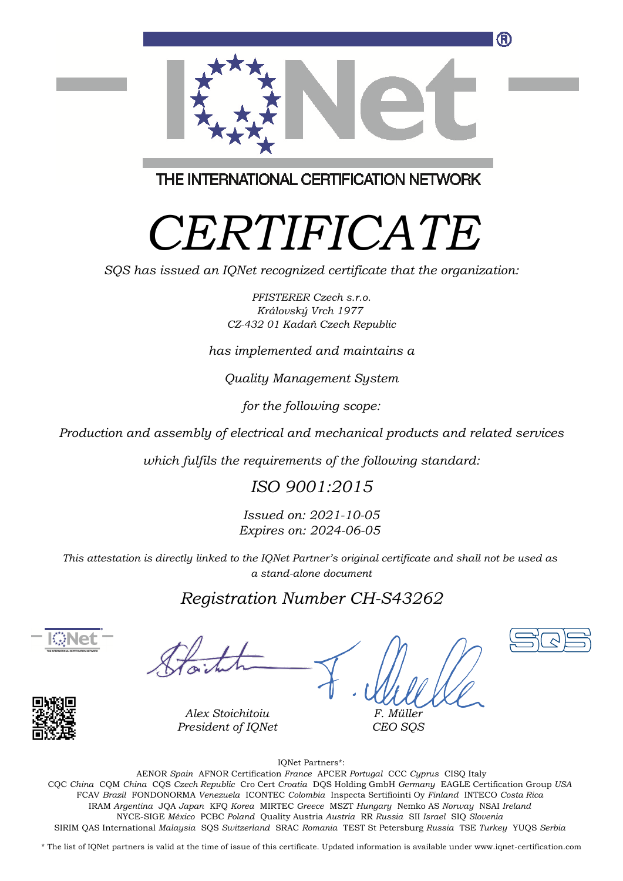THE INTERNATIONAL CERTIFICATION NETWORK

# *CERTIFICATE*

*SQS has issued an IQNet recognized certificate that the organization:*

*PFISTERER Czech s.r.o.*
*Královský Vrch 1977*
*CZ-432 01 Kadaň Czech Republic*

*has implemented and maintains a*

*Quality Management System*

*for the following scope:*

*Production and assembly of electrical and mechanical products and related services*

*which fulfils the requirements of the following standard:*

## *ISO 9001:2015*

*Issued on: 2021-10-05*
*Expires on: 2024-06-05*

*This attestation is directly linked to the IQNet Partner's original certificate and shall not be used as a stand-alone document*

## *Registration Number CH-S43262*

*Alex Stoichitoiu*
*President of IQNet*

*F. Müller*
*CEO SQS*

IQNet Partners*:

AENOR *Spain* AFNOR Certification *France* APCER *Portugal* CCC *Cyprus* CISQ Italy
CQC *China* CQM *China* CQS *Czech Republic* Cro Cert *Croatia* DQS Holding GmbH *Germany* EAGLE Certification Group *USA*
FCAV *Brazil* FONDONORMA *Venezuela* ICONTEC *Colombia* Inspecta Sertifiointi Oy *Finland* INTECO *Costa Rica*
IRAM *Argentina* JQA *Japan* KFQ *Korea* MIRTEC *Greece* MSZT *Hungary* Nemko AS *Norway* NSAI *Ireland*
NYCE-SIGE *México* PCBC *Poland* Quality Austria *Austria* RR *Russia* SII *Israel* SIQ *Slovenia*
SIRIM QAS International *Malaysia* SQS *Switzerland* SRAC *Romania* TEST St Petersburg *Russia* TSE *Turkey* YUQS *Serbia*

* The list of IQNet partners is valid at the time of issue of this certificate. Updated information is available under www.iqnet-certification.com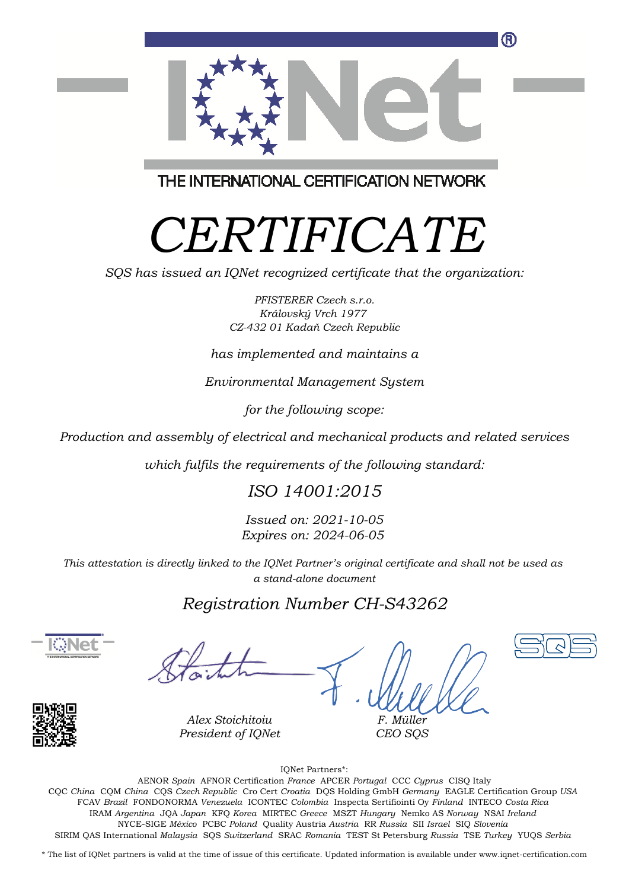THE INTERNATIONAL CERTIFICATION NETWORK

# *CERTIFICATE*

*SQS has issued an IQNet recognized certificate that the organization:*

*PFISTERER Czech s.r.o.*
*Královský Vrch 1977*
*CZ-432 01 Kadaň Czech Republic*

*has implemented and maintains a*

*Environmental Management System*

*for the following scope:*

*Production and assembly of electrical and mechanical products and related services*

*which fulfils the requirements of the following standard:*

## *ISO 14001:2015*

*Issued on: 2021-10-05*
*Expires on: 2024-06-05*

*This attestation is directly linked to the IQNet Partner's original certificate and shall not be used as a stand-alone document*

## *Registration Number CH-S43262*

*Alex Stoichitoiu*
*President of IQNet*

*F. Müller*
*CEO SQS*

IQNet Partners*:

AENOR *Spain* AFNOR Certification *France* APCER *Portugal* CCC *Cyprus* CISQ Italy
CQC *China* CQM *China* CQS *Czech Republic* Cro Cert *Croatia* DQS Holding GmbH *Germany* EAGLE Certification Group *USA*
FCAV *Brazil* FONDONORMA *Venezuela* ICONTEC *Colombia* Inspecta Sertifiointi Oy *Finland* INTECO *Costa Rica*
IRAM *Argentina* JQA *Japan* KFQ *Korea* MIRTEC *Greece* MSZT *Hungary* Nemko AS *Norway* NSAI *Ireland*
NYCE-SIGE *México* PCBC *Poland* Quality Austria *Austria* RR *Russia* SII *Israel* SIQ *Slovenia*
SIRIM QAS International *Malaysia* SQS *Switzerland* SRAC *Romania* TEST St Petersburg *Russia* TSE *Turkey* YUQS *Serbia*

* The list of IQNet partners is valid at the time of issue of this certificate. Updated information is available under www.iqnet-certification.com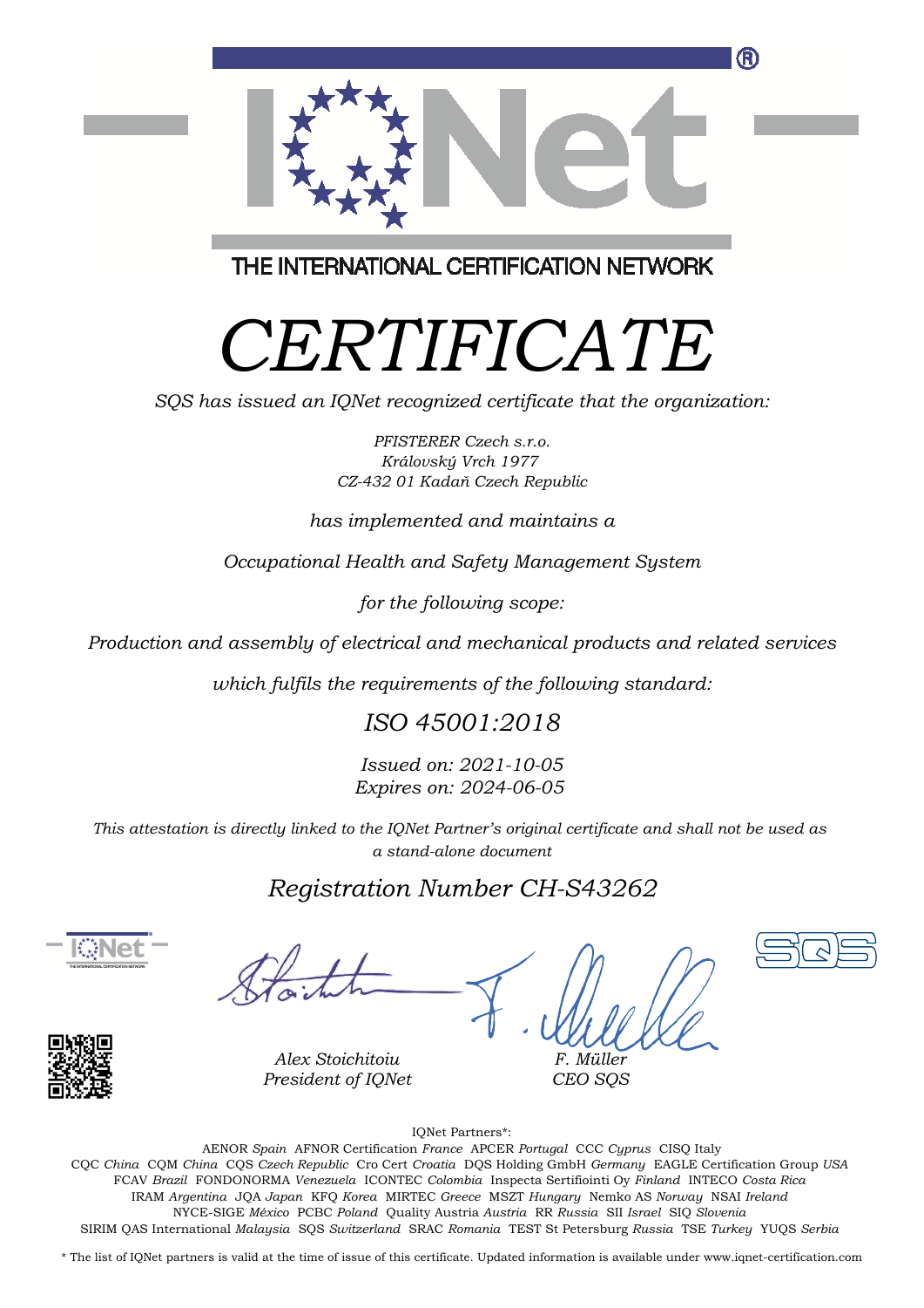THE INTERNATIONAL CERTIFICATION NETWORK

# *CERTIFICATE*

*SQS has issued an IQNet recognized certificate that the organization:*

*PFISTERER Czech s.r.o.*
*Královský Vrch 1977*
*CZ-432 01 Kadaň Czech Republic*

*has implemented and maintains a*

*Occupational Health and Safety Management System*

*for the following scope:*

*Production and assembly of electrical and mechanical products and related services*

*which fulfils the requirements of the following standard:*

## *ISO 45001:2018*

*Issued on: 2021-10-05*
*Expires on: 2024-06-05*

*This attestation is directly linked to the IQNet Partner's original certificate and shall not be used as a stand-alone document*

## *Registration Number CH-S43262*

*Alex Stoichitoiu*
*President of IQNet*

*F. Müller*
*CEO SQS*

IQNet Partners*:

AENOR *Spain* AFNOR Certification *France* APCER *Portugal* CCC *Cyprus* CISQ Italy
CQC *China* CQM *China* CQS *Czech Republic* Cro Cert *Croatia* DQS Holding GmbH *Germany* EAGLE Certification Group *USA*
FCAV *Brazil* FONDONORMA *Venezuela* ICONTEC *Colombia* Inspecta Sertifiointi Oy *Finland* INTECO *Costa Rica*
IRAM *Argentina* JQA *Japan* KFQ *Korea* MIRTEC *Greece* MSZT *Hungary* Nemko AS *Norway* NSAI *Ireland*
NYCE-SIGE *México* PCBC *Poland* Quality Austria *Austria* RR *Russia* SII *Israel* SIQ *Slovenia*
SIRIM QAS International *Malaysia* SQS *Switzerland* SRAC *Romania* TEST St Petersburg *Russia* TSE *Turkey* YUQS *Serbia*

* The list of IQNet partners is valid at the time of issue of this certificate. Updated information is available under www.iqnet-certification.com